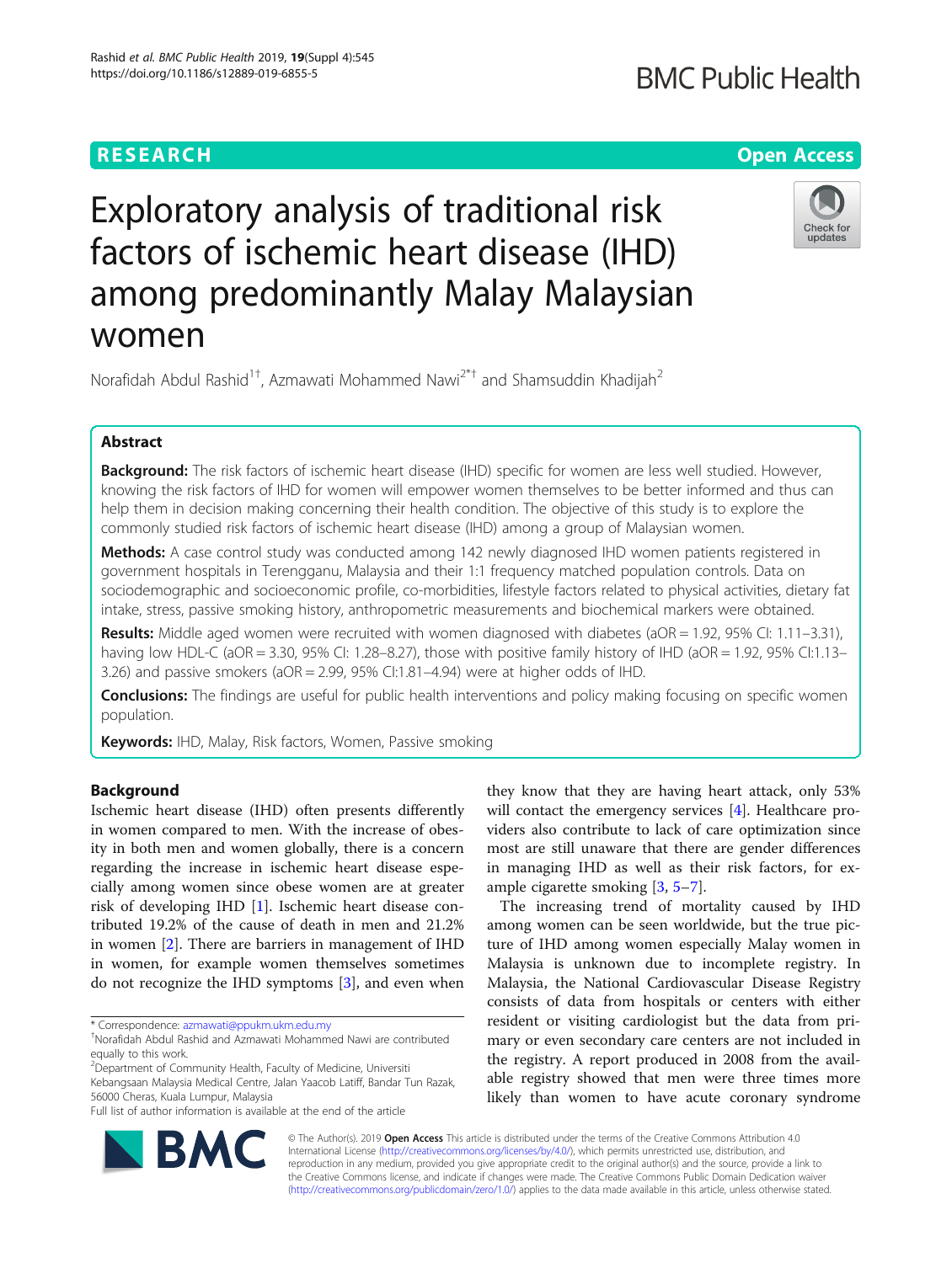RESEARCH

Open Access

# Exploratory analysis of traditional risk factors of ischemic heart disease (IHD) among predominantly Malay Malaysian women

Norafidah Abdul Rashid[1†], Azmawati Mohammed Nawi[2*†] and Shamsuddin Khadijah[2]

## Abstract

**Background:** The risk factors of ischemic heart disease (IHD) specific for women are less well studied. However, knowing the risk factors of IHD for women will empower women themselves to be better informed and thus can help them in decision making concerning their health condition. The objective of this study is to explore the commonly studied risk factors of ischemic heart disease (IHD) among a group of Malaysian women.

**Methods:** A case control study was conducted among 142 newly diagnosed IHD women patients registered in government hospitals in Terengganu, Malaysia and their 1:1 frequency matched population controls. Data on sociodemographic and socioeconomic profile, co-morbidities, lifestyle factors related to physical activities, dietary fat intake, stress, passive smoking history, anthropometric measurements and biochemical markers were obtained.

**Results:** Middle aged women were recruited with women diagnosed with diabetes (aOR = 1.92, 95% CI: 1.11–3.31), having low HDL-C (aOR = 3.30, 95% CI: 1.28–8.27), those with positive family history of IHD (aOR = 1.92, 95% CI:1.13–3.26) and passive smokers (aOR = 2.99, 95% CI:1.81–4.94) were at higher odds of IHD.

**Conclusions:** The findings are useful for public health interventions and policy making focusing on specific women population.

**Keywords:** IHD, Malay, Risk factors, Women, Passive smoking

## Background

Ischemic heart disease (IHD) often presents differently in women compared to men. With the increase of obesity in both men and women globally, there is a concern regarding the increase in ischemic heart disease especially among women since obese women are at greater risk of developing IHD [1]. Ischemic heart disease contributed 19.2% of the cause of death in men and 21.2% in women [2]. There are barriers in management of IHD in women, for example women themselves sometimes do not recognize the IHD symptoms [3], and even when they know that they are having heart attack, only 53% will contact the emergency services [4]. Healthcare providers also contribute to lack of care optimization since most are still unaware that there are gender differences in managing IHD as well as their risk factors, for example cigarette smoking [3, 5–7].

The increasing trend of mortality caused by IHD among women can be seen worldwide, but the true picture of IHD among women especially Malay women in Malaysia is unknown due to incomplete registry. In Malaysia, the National Cardiovascular Disease Registry consists of data from hospitals or centers with either resident or visiting cardiologist but the data from primary or even secondary care centers are not included in the registry. A report produced in 2008 from the available registry showed that men were three times more likely than women to have acute coronary syndrome

\* Correspondence: azmawati@ppukm.ukm.edu.my
†Norafidah Abdul Rashid and Azmawati Mohammed Nawi are contributed equally to this work.
[2]Department of Community Health, Faculty of Medicine, Universiti Kebangsaan Malaysia Medical Centre, Jalan Yaacob Latiff, Bandar Tun Razak, 56000 Cheras, Kuala Lumpur, Malaysia
Full list of author information is available at the end of the article

© The Author(s). 2019 **Open Access** This article is distributed under the terms of the Creative Commons Attribution 4.0 International License (http://creativecommons.org/licenses/by/4.0/), which permits unrestricted use, distribution, and reproduction in any medium, provided you give appropriate credit to the original author(s) and the source, provide a link to the Creative Commons license, and indicate if changes were made. The Creative Commons Public Domain Dedication waiver (http://creativecommons.org/publicdomain/zero/1.0/) applies to the data made available in this article, unless otherwise stated.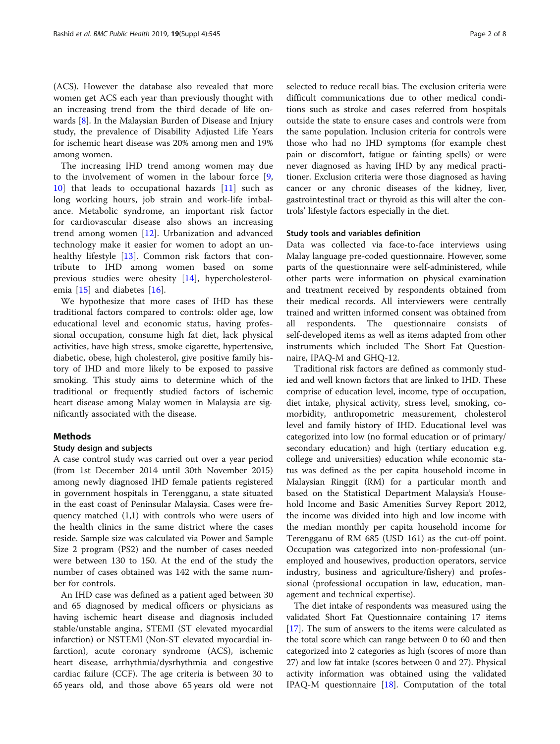(ACS). However the database also revealed that more women get ACS each year than previously thought with an increasing trend from the third decade of life onwards [8]. In the Malaysian Burden of Disease and Injury study, the prevalence of Disability Adjusted Life Years for ischemic heart disease was 20% among men and 19% among women.

The increasing IHD trend among women may due to the involvement of women in the labour force [9, 10] that leads to occupational hazards [11] such as long working hours, job strain and work-life imbalance. Metabolic syndrome, an important risk factor for cardiovascular disease also shows an increasing trend among women [12]. Urbanization and advanced technology make it easier for women to adopt an unhealthy lifestyle [13]. Common risk factors that contribute to IHD among women based on some previous studies were obesity [14], hypercholesterolemia [15] and diabetes [16].

We hypothesize that more cases of IHD has these traditional factors compared to controls: older age, low educational level and economic status, having professional occupation, consume high fat diet, lack physical activities, have high stress, smoke cigarette, hypertensive, diabetic, obese, high cholesterol, give positive family history of IHD and more likely to be exposed to passive smoking. This study aims to determine which of the traditional or frequently studied factors of ischemic heart disease among Malay women in Malaysia are significantly associated with the disease.

## Methods

### Study design and subjects

A case control study was carried out over a year period (from 1st December 2014 until 30th November 2015) among newly diagnosed IHD female patients registered in government hospitals in Terengganu, a state situated in the east coast of Peninsular Malaysia. Cases were frequency matched (1,1) with controls who were users of the health clinics in the same district where the cases reside. Sample size was calculated via Power and Sample Size 2 program (PS2) and the number of cases needed were between 130 to 150. At the end of the study the number of cases obtained was 142 with the same number for controls.

An IHD case was defined as a patient aged between 30 and 65 diagnosed by medical officers or physicians as having ischemic heart disease and diagnosis included stable/unstable angina, STEMI (ST elevated myocardial infarction) or NSTEMI (Non-ST elevated myocardial infarction), acute coronary syndrome (ACS), ischemic heart disease, arrhythmia/dysrhythmia and congestive cardiac failure (CCF). The age criteria is between 30 to 65 years old, and those above 65 years old were not selected to reduce recall bias. The exclusion criteria were difficult communications due to other medical conditions such as stroke and cases referred from hospitals outside the state to ensure cases and controls were from the same population. Inclusion criteria for controls were those who had no IHD symptoms (for example chest pain or discomfort, fatigue or fainting spells) or were never diagnosed as having IHD by any medical practitioner. Exclusion criteria were those diagnosed as having cancer or any chronic diseases of the kidney, liver, gastrointestinal tract or thyroid as this will alter the controls' lifestyle factors especially in the diet.

### Study tools and variables definition

Data was collected via face-to-face interviews using Malay language pre-coded questionnaire. However, some parts of the questionnaire were self-administered, while other parts were information on physical examination and treatment received by respondents obtained from their medical records. All interviewers were centrally trained and written informed consent was obtained from all respondents. The questionnaire consists of self-developed items as well as items adapted from other instruments which included The Short Fat Questionnaire, IPAQ-M and GHQ-12.

Traditional risk factors are defined as commonly studied and well known factors that are linked to IHD. These comprise of education level, income, type of occupation, diet intake, physical activity, stress level, smoking, comorbidity, anthropometric measurement, cholesterol level and family history of IHD. Educational level was categorized into low (no formal education or of primary/secondary education) and high (tertiary education e.g. college and universities) education while economic status was defined as the per capita household income in Malaysian Ringgit (RM) for a particular month and based on the Statistical Department Malaysia's Household Income and Basic Amenities Survey Report 2012, the income was divided into high and low income with the median monthly per capita household income for Terengganu of RM 685 (USD 161) as the cut-off point. Occupation was categorized into non-professional (unemployed and housewives, production operators, service industry, business and agriculture/fishery) and professional (professional occupation in law, education, management and technical expertise).

The diet intake of respondents was measured using the validated Short Fat Questionnaire containing 17 items [17]. The sum of answers to the items were calculated as the total score which can range between 0 to 60 and then categorized into 2 categories as high (scores of more than 27) and low fat intake (scores between 0 and 27). Physical activity information was obtained using the validated IPAQ-M questionnaire [18]. Computation of the total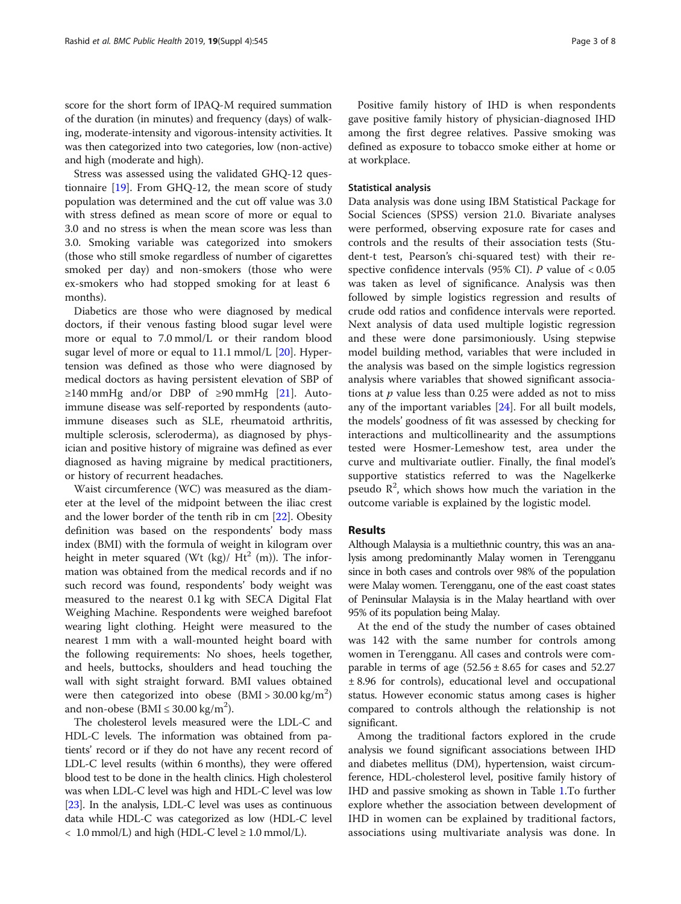score for the short form of IPAQ-M required summation of the duration (in minutes) and frequency (days) of walking, moderate-intensity and vigorous-intensity activities. It was then categorized into two categories, low (non-active) and high (moderate and high).

Stress was assessed using the validated GHQ-12 questionnaire [19]. From GHQ-12, the mean score of study population was determined and the cut off value was 3.0 with stress defined as mean score of more or equal to 3.0 and no stress is when the mean score was less than 3.0. Smoking variable was categorized into smokers (those who still smoke regardless of number of cigarettes smoked per day) and non-smokers (those who were ex-smokers who had stopped smoking for at least 6 months).

Diabetics are those who were diagnosed by medical doctors, if their venous fasting blood sugar level were more or equal to 7.0 mmol/L or their random blood sugar level of more or equal to 11.1 mmol/L [20]. Hypertension was defined as those who were diagnosed by medical doctors as having persistent elevation of SBP of ≥140 mmHg and/or DBP of ≥90 mmHg [21]. Autoimmune disease was self-reported by respondents (autoimmune diseases such as SLE, rheumatoid arthritis, multiple sclerosis, scleroderma), as diagnosed by physician and positive history of migraine was defined as ever diagnosed as having migraine by medical practitioners, or history of recurrent headaches.

Waist circumference (WC) was measured as the diameter at the level of the midpoint between the iliac crest and the lower border of the tenth rib in cm [22]. Obesity definition was based on the respondents' body mass index (BMI) with the formula of weight in kilogram over height in meter squared (Wt (kg)/ $Ht^2$ (m)). The information was obtained from the medical records and if no such record was found, respondents' body weight was measured to the nearest 0.1 kg with SECA Digital Flat Weighing Machine. Respondents were weighed barefoot wearing light clothing. Height were measured to the nearest 1 mm with a wall-mounted height board with the following requirements: No shoes, heels together, and heels, buttocks, shoulders and head touching the wall with sight straight forward. BMI values obtained were then categorized into obese (BMI > 30.00 $kg/m^2$) and non-obese (BMI ≤ 30.00 $kg/m^2$).

The cholesterol levels measured were the LDL-C and HDL-C levels. The information was obtained from patients' record or if they do not have any recent record of LDL-C level results (within 6 months), they were offered blood test to be done in the health clinics. High cholesterol was when LDL-C level was high and HDL-C level was low [23]. In the analysis, LDL-C level was uses as continuous data while HDL-C was categorized as low (HDL-C level < 1.0 mmol/L) and high (HDL-C level ≥ 1.0 mmol/L).

Positive family history of IHD is when respondents gave positive family history of physician-diagnosed IHD among the first degree relatives. Passive smoking was defined as exposure to tobacco smoke either at home or at workplace.

### Statistical analysis

Data analysis was done using IBM Statistical Package for Social Sciences (SPSS) version 21.0. Bivariate analyses were performed, observing exposure rate for cases and controls and the results of their association tests (Student-t test, Pearson's chi-squared test) with their respective confidence intervals (95% CI). *P* value of < 0.05 was taken as level of significance. Analysis was then followed by simple logistics regression and results of crude odd ratios and confidence intervals were reported. Next analysis of data used multiple logistic regression and these were done parsimoniously. Using stepwise model building method, variables that were included in the analysis was based on the simple logistics regression analysis where variables that showed significant associations at *p* value less than 0.25 were added as not to miss any of the important variables [24]. For all built models, the models' goodness of fit was assessed by checking for interactions and multicollinearity and the assumptions tested were Hosmer-Lemeshow test, area under the curve and multivariate outlier. Finally, the final model's supportive statistics referred to was the Nagelkerke pseudo $R^2$, which shows how much the variation in the outcome variable is explained by the logistic model.

## Results

Although Malaysia is a multiethnic country, this was an analysis among predominantly Malay women in Terengganu since in both cases and controls over 98% of the population were Malay women. Terengganu, one of the east coast states of Peninsular Malaysia is in the Malay heartland with over 95% of its population being Malay.

At the end of the study the number of cases obtained was 142 with the same number for controls among women in Terengganu. All cases and controls were comparable in terms of age (52.56 ± 8.65 for cases and 52.27 ± 8.96 for controls), educational level and occupational status. However economic status among cases is higher compared to controls although the relationship is not significant.

Among the traditional factors explored in the crude analysis we found significant associations between IHD and diabetes mellitus (DM), hypertension, waist circumference, HDL-cholesterol level, positive family history of IHD and passive smoking as shown in Table 1.To further explore whether the association between development of IHD in women can be explained by traditional factors, associations using multivariate analysis was done. In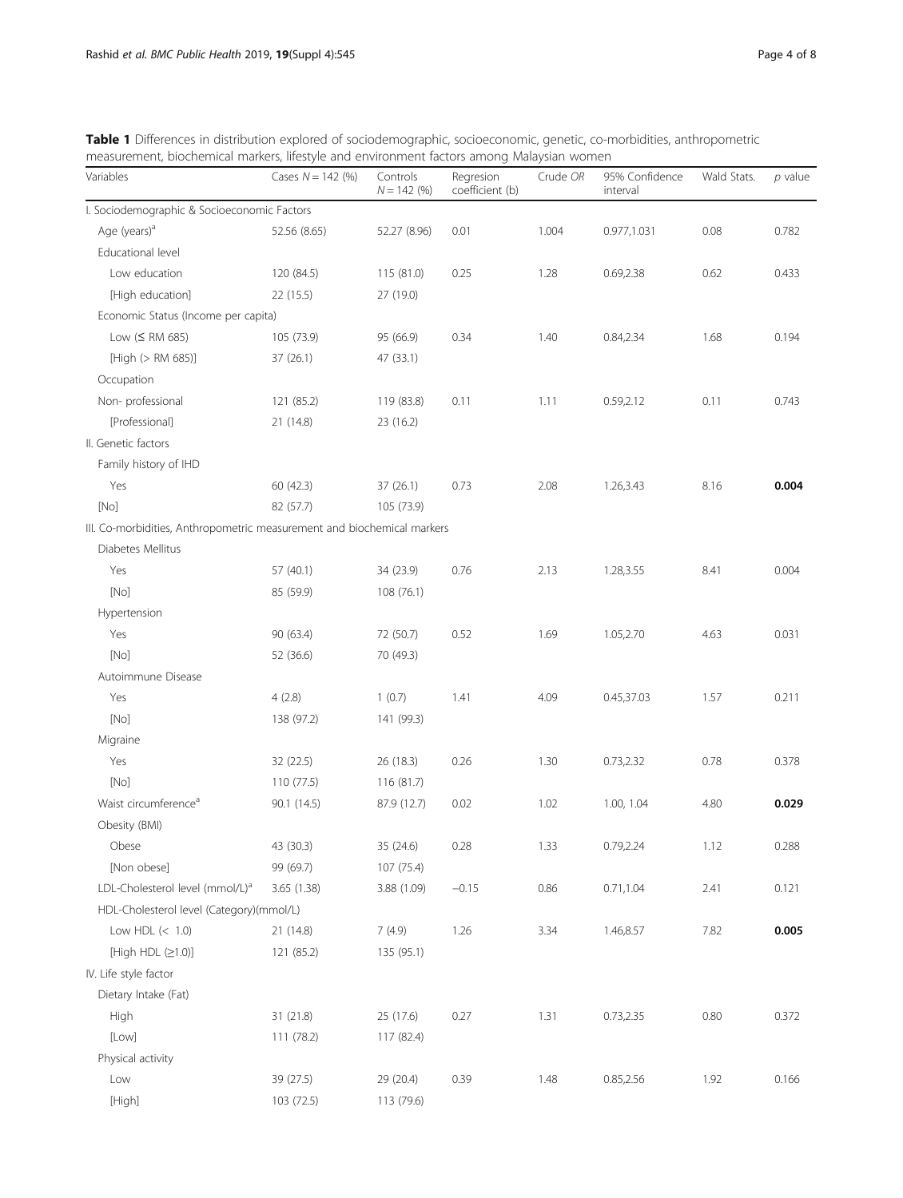**Table 1** Differences in distribution explored of sociodemographic, socioeconomic, genetic, co-morbidities, anthropometric measurement, biochemical markers, lifestyle and environment factors among Malaysian women

| Variables | Cases $N = 142$ (%) | Controls $N = 142$ (%) | Regresion coefficient (b) | Crude *OR* | 95% Confidence interval | Wald Stats. | *p* value |
|---|---|---|---|---|---|---|---|
| I. Sociodemographic & Socioeconomic Factors | | | | | | | |
| Age (years)[a] | 52.56 (8.65) | 52.27 (8.96) | 0.01 | 1.004 | 0.977,1.031 | 0.08 | 0.782 |
| Educational level | | | | | | | |
| Low education | 120 (84.5) | 115 (81.0) | 0.25 | 1.28 | 0.69,2.38 | 0.62 | 0.433 |
| [High education] | 22 (15.5) | 27 (19.0) | | | | | |
| Economic Status (Income per capita) | | | | | | | |
| Low (≤ RM 685) | 105 (73.9) | 95 (66.9) | 0.34 | 1.40 | 0.84,2.34 | 1.68 | 0.194 |
| [High (> RM 685)] | 37 (26.1) | 47 (33.1) | | | | | |
| Occupation | | | | | | | |
| Non- professional | 121 (85.2) | 119 (83.8) | 0.11 | 1.11 | 0.59,2.12 | 0.11 | 0.743 |
| [Professional] | 21 (14.8) | 23 (16.2) | | | | | |
| II. Genetic factors | | | | | | | |
| Family history of IHD | | | | | | | |
| Yes | 60 (42.3) | 37 (26.1) | 0.73 | 2.08 | 1.26,3.43 | 8.16 | **0.004** |
| [No] | 82 (57.7) | 105 (73.9) | | | | | |
| III. Co-morbidities, Anthropometric measurement and biochemical markers | | | | | | | |
| Diabetes Mellitus | | | | | | | |
| Yes | 57 (40.1) | 34 (23.9) | 0.76 | 2.13 | 1.28,3.55 | 8.41 | 0.004 |
| [No] | 85 (59.9) | 108 (76.1) | | | | | |
| Hypertension | | | | | | | |
| Yes | 90 (63.4) | 72 (50.7) | 0.52 | 1.69 | 1.05,2.70 | 4.63 | 0.031 |
| [No] | 52 (36.6) | 70 (49.3) | | | | | |
| Autoimmune Disease | | | | | | | |
| Yes | 4 (2.8) | 1 (0.7) | 1.41 | 4.09 | 0.45,37.03 | 1.57 | 0.211 |
| [No] | 138 (97.2) | 141 (99.3) | | | | | |
| Migraine | | | | | | | |
| Yes | 32 (22.5) | 26 (18.3) | 0.26 | 1.30 | 0.73,2.32 | 0.78 | 0.378 |
| [No] | 110 (77.5) | 116 (81.7) | | | | | |
| Waist circumference[a] | 90.1 (14.5) | 87.9 (12.7) | 0.02 | 1.02 | 1.00, 1.04 | 4.80 | **0.029** |
| Obesity (BMI) | | | | | | | |
| Obese | 43 (30.3) | 35 (24.6) | 0.28 | 1.33 | 0.79,2.24 | 1.12 | 0.288 |
| [Non obese] | 99 (69.7) | 107 (75.4) | | | | | |
| LDL-Cholesterol level (mmol/L)[a] | 3.65 (1.38) | 3.88 (1.09) | −0.15 | 0.86 | 0.71,1.04 | 2.41 | 0.121 |
| HDL-Cholesterol level (Category)(mmol/L) | | | | | | | |
| Low HDL (< 1.0) | 21 (14.8) | 7 (4.9) | 1.26 | 3.34 | 1.46,8.57 | 7.82 | **0.005** |
| [High HDL (≥1.0)] | 121 (85.2) | 135 (95.1) | | | | | |
| IV. Life style factor | | | | | | | |
| Dietary Intake (Fat) | | | | | | | |
| High | 31 (21.8) | 25 (17.6) | 0.27 | 1.31 | 0.73,2.35 | 0.80 | 0.372 |
| [Low] | 111 (78.2) | 117 (82.4) | | | | | |
| Physical activity | | | | | | | |
| Low | 39 (27.5) | 29 (20.4) | 0.39 | 1.48 | 0.85,2.56 | 1.92 | 0.166 |
| [High] | 103 (72.5) | 113 (79.6) | | | | | |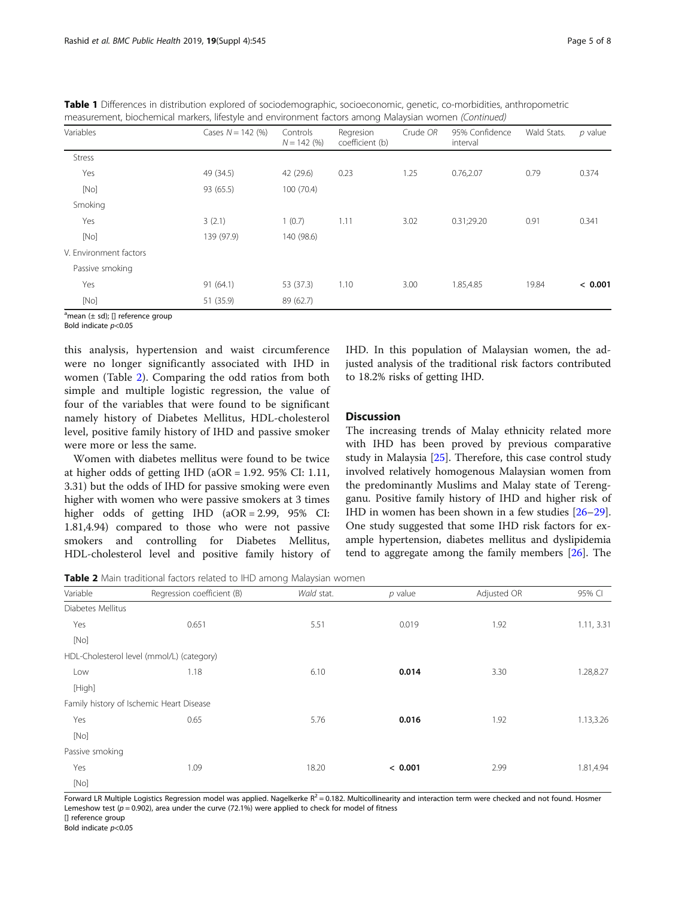**Table 1** Differences in distribution explored of sociodemographic, socioeconomic, genetic, co-morbidities, anthropometric measurement, biochemical markers, lifestyle and environment factors among Malaysian women *(Continued)*

| Variables | Cases N = 142 (%) | Controls N = 142 (%) | Regresion coefficient (b) | Crude *OR* | 95% Confidence interval | Wald Stats. | *p* value |
|---|---|---|---|---|---|---|---|
| Stress | | | | | | | |
| Yes | 49 (34.5) | 42 (29.6) | 0.23 | 1.25 | 0.76,2.07 | 0.79 | 0.374 |
| [No] | 93 (65.5) | 100 (70.4) | | | | | |
| Smoking | | | | | | | |
| Yes | 3 (2.1) | 1 (0.7) | 1.11 | 3.02 | 0.31;29.20 | 0.91 | 0.341 |
| [No] | 139 (97.9) | 140 (98.6) | | | | | |
| V. Environment factors | | | | | | | |
| Passive smoking | | | | | | | |
| Yes | 91 (64.1) | 53 (37.3) | 1.10 | 3.00 | 1.85,4.85 | 19.84 | **< 0.001** |
| [No] | 51 (35.9) | 89 (62.7) | | | | | |

[a]mean (± sd); [] reference group
Bold indicate $p$<0.05

this analysis, hypertension and waist circumference were no longer significantly associated with IHD in women (Table 2). Comparing the odd ratios from both simple and multiple logistic regression, the value of four of the variables that were found to be significant namely history of Diabetes Mellitus, HDL-cholesterol level, positive family history of IHD and passive smoker were more or less the same.

Women with diabetes mellitus were found to be twice at higher odds of getting IHD (aOR = 1.92. 95% CI: 1.11, 3.31) but the odds of IHD for passive smoking were even higher with women who were passive smokers at 3 times higher odds of getting IHD (aOR = 2.99, 95% CI: 1.81,4.94) compared to those who were not passive smokers and controlling for Diabetes Mellitus, HDL-cholesterol level and positive family history of IHD. In this population of Malaysian women, the adjusted analysis of the traditional risk factors contributed to 18.2% risks of getting IHD.

## Discussion

The increasing trends of Malay ethnicity related more with IHD has been proved by previous comparative study in Malaysia [25]. Therefore, this case control study involved relatively homogenous Malaysian women from the predominantly Muslims and Malay state of Terengganu. Positive family history of IHD and higher risk of IHD in women has been shown in a few studies [26–29]. One study suggested that some IHD risk factors for example hypertension, diabetes mellitus and dyslipidemia tend to aggregate among the family members [26]. The

**Table 2** Main traditional factors related to IHD among Malaysian women

| Variable | Regression coefficient (B) | *Wald* stat. | *p* value | Adjusted OR | 95% CI |
|---|---|---|---|---|---|
| Diabetes Mellitus | | | | | |
| Yes | 0.651 | 5.51 | 0.019 | 1.92 | 1.11, 3.31 |
| [No] | | | | | |
| HDL-Cholesterol level (mmol/L) (category) | | | | | |
| Low | 1.18 | 6.10 | **0.014** | 3.30 | 1.28,8.27 |
| [High] | | | | | |
| Family history of Ischemic Heart Disease | | | | | |
| Yes | 0.65 | 5.76 | **0.016** | 1.92 | 1.13,3.26 |
| [No] | | | | | |
| Passive smoking | | | | | |
| Yes | 1.09 | 18.20 | **< 0.001** | 2.99 | 1.81,4.94 |
| [No] | | | | | |

Forward LR Multiple Logistics Regression model was applied. Nagelkerke $R^2$ = 0.182. Multicollinearity and interaction term were checked and not found. Hosmer Lemeshow test ($p$ = 0.902), area under the curve (72.1%) were applied to check for model of fitness
[] reference group
Bold indicate $p$<0.05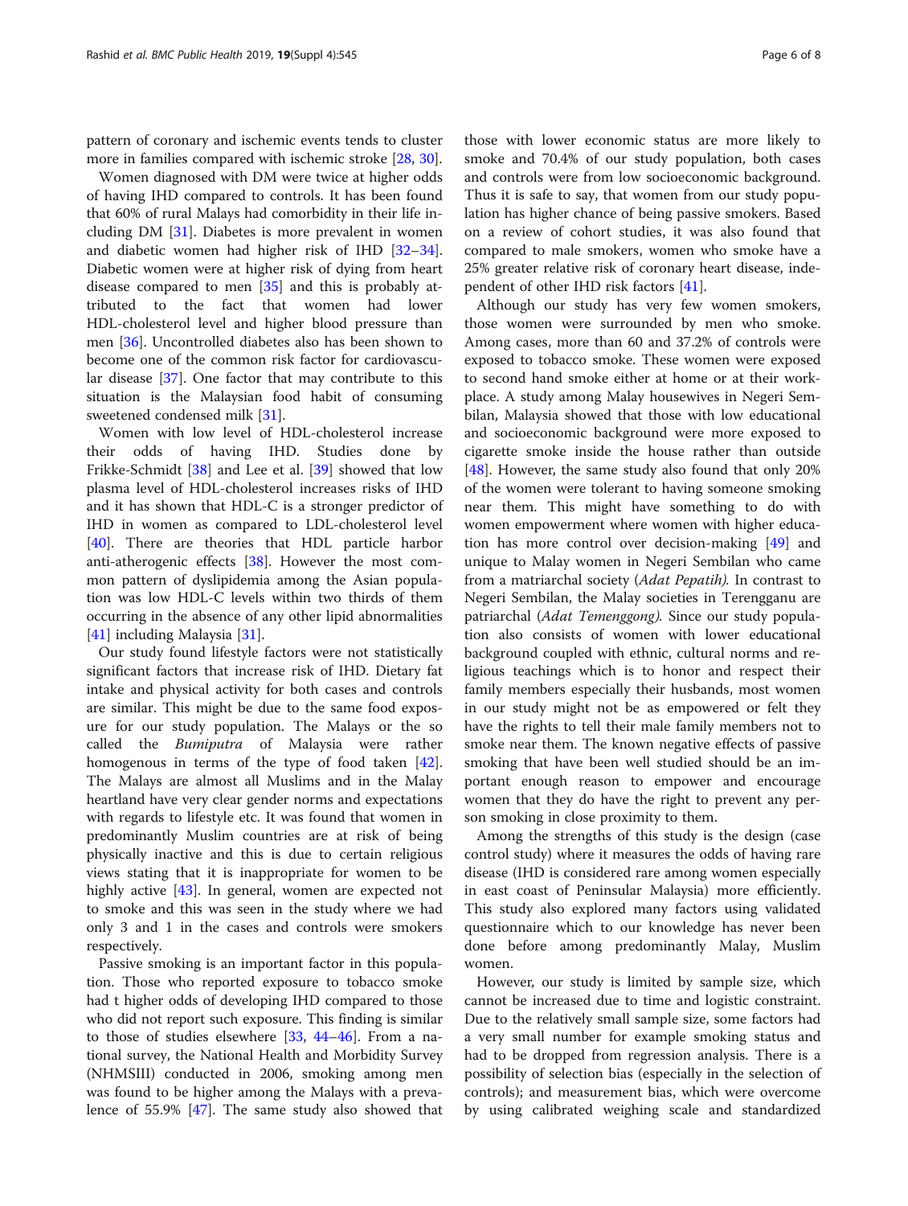pattern of coronary and ischemic events tends to cluster more in families compared with ischemic stroke [28, 30].

Women diagnosed with DM were twice at higher odds of having IHD compared to controls. It has been found that 60% of rural Malays had comorbidity in their life including DM [31]. Diabetes is more prevalent in women and diabetic women had higher risk of IHD [32–34]. Diabetic women were at higher risk of dying from heart disease compared to men [35] and this is probably attributed to the fact that women had lower HDL-cholesterol level and higher blood pressure than men [36]. Uncontrolled diabetes also has been shown to become one of the common risk factor for cardiovascular disease [37]. One factor that may contribute to this situation is the Malaysian food habit of consuming sweetened condensed milk [31].

Women with low level of HDL-cholesterol increase their odds of having IHD. Studies done by Frikke-Schmidt [38] and Lee et al. [39] showed that low plasma level of HDL-cholesterol increases risks of IHD and it has shown that HDL-C is a stronger predictor of IHD in women as compared to LDL-cholesterol level [40]. There are theories that HDL particle harbor anti-atherogenic effects [38]. However the most common pattern of dyslipidemia among the Asian population was low HDL-C levels within two thirds of them occurring in the absence of any other lipid abnormalities [41] including Malaysia [31].

Our study found lifestyle factors were not statistically significant factors that increase risk of IHD. Dietary fat intake and physical activity for both cases and controls are similar. This might be due to the same food exposure for our study population. The Malays or the so called the *Bumiputra* of Malaysia were rather homogenous in terms of the type of food taken [42]. The Malays are almost all Muslims and in the Malay heartland have very clear gender norms and expectations with regards to lifestyle etc. It was found that women in predominantly Muslim countries are at risk of being physically inactive and this is due to certain religious views stating that it is inappropriate for women to be highly active [43]. In general, women are expected not to smoke and this was seen in the study where we had only 3 and 1 in the cases and controls were smokers respectively.

Passive smoking is an important factor in this population. Those who reported exposure to tobacco smoke had t higher odds of developing IHD compared to those who did not report such exposure. This finding is similar to those of studies elsewhere [33, 44–46]. From a national survey, the National Health and Morbidity Survey (NHMSIII) conducted in 2006, smoking among men was found to be higher among the Malays with a prevalence of 55.9% [47]. The same study also showed that those with lower economic status are more likely to smoke and 70.4% of our study population, both cases and controls were from low socioeconomic background. Thus it is safe to say, that women from our study population has higher chance of being passive smokers. Based on a review of cohort studies, it was also found that compared to male smokers, women who smoke have a 25% greater relative risk of coronary heart disease, independent of other IHD risk factors [41].

Although our study has very few women smokers, those women were surrounded by men who smoke. Among cases, more than 60 and 37.2% of controls were exposed to tobacco smoke. These women were exposed to second hand smoke either at home or at their workplace. A study among Malay housewives in Negeri Sembilan, Malaysia showed that those with low educational and socioeconomic background were more exposed to cigarette smoke inside the house rather than outside [48]. However, the same study also found that only 20% of the women were tolerant to having someone smoking near them. This might have something to do with women empowerment where women with higher education has more control over decision-making [49] and unique to Malay women in Negeri Sembilan who came from a matriarchal society (*Adat Pepatih*). In contrast to Negeri Sembilan, the Malay societies in Terengganu are patriarchal (*Adat Temenggong*). Since our study population also consists of women with lower educational background coupled with ethnic, cultural norms and religious teachings which is to honor and respect their family members especially their husbands, most women in our study might not be as empowered or felt they have the rights to tell their male family members not to smoke near them. The known negative effects of passive smoking that have been well studied should be an important enough reason to empower and encourage women that they do have the right to prevent any person smoking in close proximity to them.

Among the strengths of this study is the design (case control study) where it measures the odds of having rare disease (IHD is considered rare among women especially in east coast of Peninsular Malaysia) more efficiently. This study also explored many factors using validated questionnaire which to our knowledge has never been done before among predominantly Malay, Muslim women.

However, our study is limited by sample size, which cannot be increased due to time and logistic constraint. Due to the relatively small sample size, some factors had a very small number for example smoking status and had to be dropped from regression analysis. There is a possibility of selection bias (especially in the selection of controls); and measurement bias, which were overcome by using calibrated weighing scale and standardized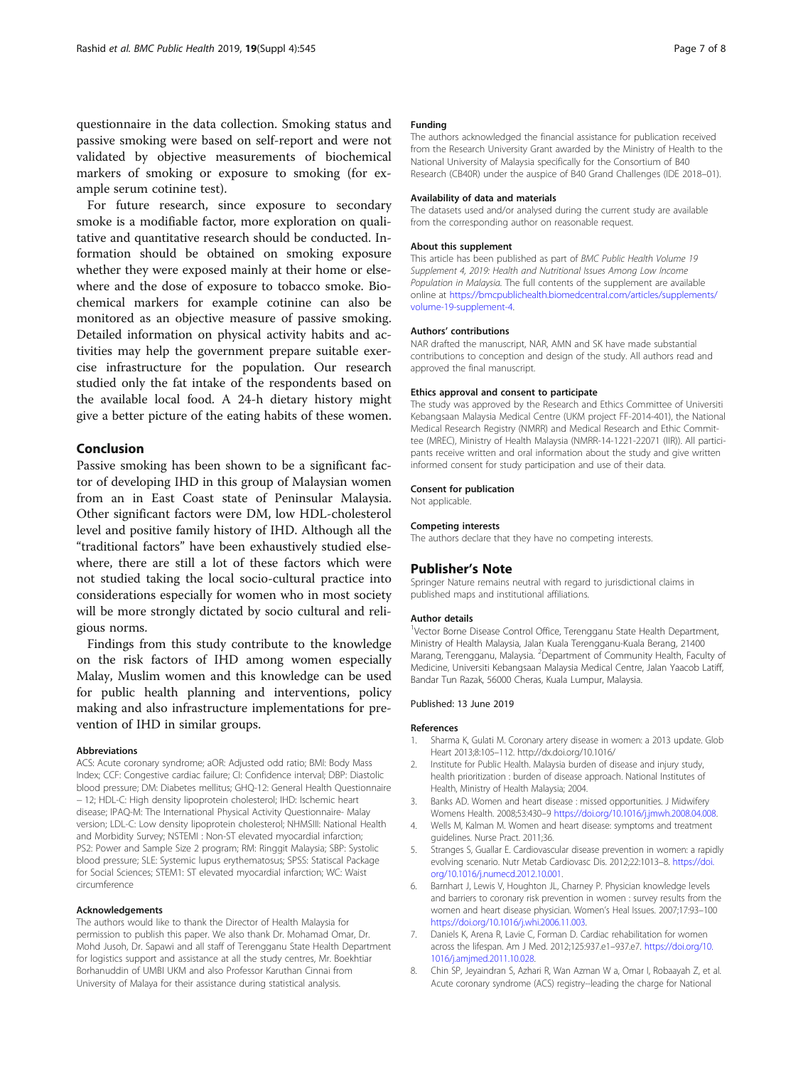questionnaire in the data collection. Smoking status and passive smoking were based on self-report and were not validated by objective measurements of biochemical markers of smoking or exposure to smoking (for example serum cotinine test).

For future research, since exposure to secondary smoke is a modifiable factor, more exploration on qualitative and quantitative research should be conducted. Information should be obtained on smoking exposure whether they were exposed mainly at their home or elsewhere and the dose of exposure to tobacco smoke. Biochemical markers for example cotinine can also be monitored as an objective measure of passive smoking. Detailed information on physical activity habits and activities may help the government prepare suitable exercise infrastructure for the population. Our research studied only the fat intake of the respondents based on the available local food. A 24-h dietary history might give a better picture of the eating habits of these women.

## Conclusion

Passive smoking has been shown to be a significant factor of developing IHD in this group of Malaysian women from an in East Coast state of Peninsular Malaysia. Other significant factors were DM, low HDL-cholesterol level and positive family history of IHD. Although all the "traditional factors" have been exhaustively studied elsewhere, there are still a lot of these factors which were not studied taking the local socio-cultural practice into considerations especially for women who in most society will be more strongly dictated by socio cultural and religious norms.

Findings from this study contribute to the knowledge on the risk factors of IHD among women especially Malay, Muslim women and this knowledge can be used for public health planning and interventions, policy making and also infrastructure implementations for prevention of IHD in similar groups.

#### Abbreviations

ACS: Acute coronary syndrome; aOR: Adjusted odd ratio; BMI: Body Mass Index; CCF: Congestive cardiac failure; CI: Confidence interval; DBP: Diastolic blood pressure; DM: Diabetes mellitus; GHQ-12: General Health Questionnaire – 12; HDL-C: High density lipoprotein cholesterol; IHD: Ischemic heart disease; IPAQ-M: The International Physical Activity Questionnaire- Malay version; LDL-C: Low density lipoprotein cholesterol; NHMSIII: National Health and Morbidity Survey; NSTEMI : Non-ST elevated myocardial infarction; PS2: Power and Sample Size 2 program; RM: Ringgit Malaysia; SBP: Systolic blood pressure; SLE: Systemic lupus erythematosus; SPSS: Statiscal Package for Social Sciences; STEM1: ST elevated myocardial infarction; WC: Waist circumference

#### Acknowledgements

The authors would like to thank the Director of Health Malaysia for permission to publish this paper. We also thank Dr. Mohamad Omar, Dr. Mohd Jusoh, Dr. Sapawi and all staff of Terengganu State Health Department for logistics support and assistance at all the study centres, Mr. Boekhtiar Borhanuddin of UMBI UKM and also Professor Karuthan Cinnai from University of Malaya for their assistance during statistical analysis.

#### Funding

The authors acknowledged the financial assistance for publication received from the Research University Grant awarded by the Ministry of Health to the National University of Malaysia specifically for the Consortium of B40 Research (CB40R) under the auspice of B40 Grand Challenges (IDE 2018–01).

#### Availability of data and materials

The datasets used and/or analysed during the current study are available from the corresponding author on reasonable request.

#### About this supplement

This article has been published as part of *BMC Public Health Volume 19 Supplement 4, 2019: Health and Nutritional Issues Among Low Income Population in Malaysia*. The full contents of the supplement are available online at https://bmcpublichealth.biomedcentral.com/articles/supplements/volume-19-supplement-4.

#### Authors' contributions

NAR drafted the manuscript, NAR, AMN and SK have made substantial contributions to conception and design of the study. All authors read and approved the final manuscript.

#### Ethics approval and consent to participate

The study was approved by the Research and Ethics Committee of Universiti Kebangsaan Malaysia Medical Centre (UKM project FF-2014-401), the National Medical Research Registry (NMRR) and Medical Research and Ethic Committee (MREC), Ministry of Health Malaysia (NMRR-14-1221-22071 (IIR)). All participants receive written and oral information about the study and give written informed consent for study participation and use of their data.

#### Consent for publication

Not applicable.

#### Competing interests

The authors declare that they have no competing interests.

## Publisher's Note

Springer Nature remains neutral with regard to jurisdictional claims in published maps and institutional affiliations.

#### Author details

[1]Vector Borne Disease Control Office, Terengganu State Health Department, Ministry of Health Malaysia, Jalan Kuala Terengganu-Kuala Berang, 21400 Marang, Terengganu, Malaysia. [2]Department of Community Health, Faculty of Medicine, Universiti Kebangsaan Malaysia Medical Centre, Jalan Yaacob Latiff, Bandar Tun Razak, 56000 Cheras, Kuala Lumpur, Malaysia.

Published: 13 June 2019

#### References

1. Sharma K, Gulati M. Coronary artery disease in women: a 2013 update. Glob Heart 2013;8:105–112. http://dx.doi.org/10.1016/
2. Institute for Public Health. Malaysia burden of disease and injury study, health prioritization : burden of disease approach. National Institutes of Health, Ministry of Health Malaysia; 2004.
3. Banks AD. Women and heart disease : missed opportunities. J Midwifery Womens Health. 2008;53:430–9 https://doi.org/10.1016/j.jmwh.2008.04.008.
4. Wells M, Kalman M. Women and heart disease: symptoms and treatment guidelines. Nurse Pract. 2011;36.
5. Stranges S, Guallar E. Cardiovascular disease prevention in women: a rapidly evolving scenario. Nutr Metab Cardiovasc Dis. 2012;22:1013–8. https://doi.org/10.1016/j.numecd.2012.10.001.
6. Barnhart J, Lewis V, Houghton JL, Charney P. Physician knowledge levels and barriers to coronary risk prevention in women : survey results from the women and heart disease physician. Women's Heal Issues. 2007;17:93–100 https://doi.org/10.1016/j.whi.2006.11.003.
7. Daniels K, Arena R, Lavie C, Forman D. Cardiac rehabilitation for women across the lifespan. Am J Med. 2012;125:937.e1–937.e7. https://doi.org/10.1016/j.amjmed.2011.10.028.
8. Chin SP, Jeyaindran S, Azhari R, Wan Azman W a, Omar I, Robaayah Z, et al. Acute coronary syndrome (ACS) registry--leading the charge for National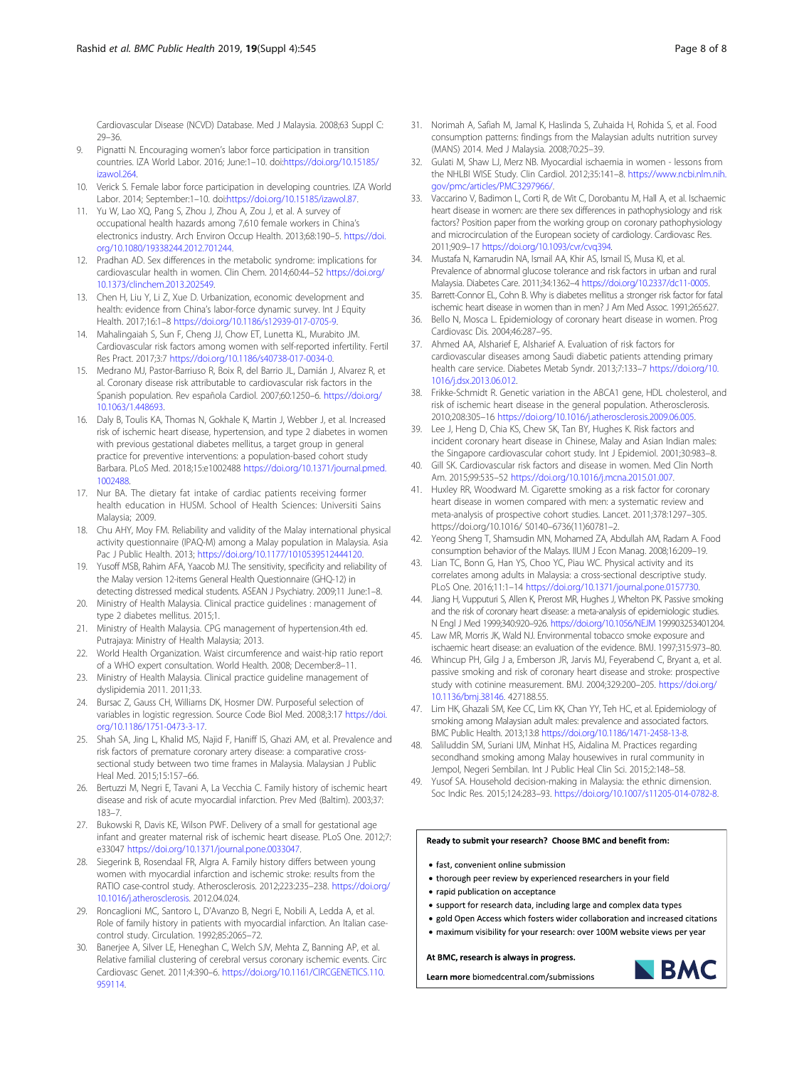Cardiovascular Disease (NCVD) Database. Med J Malaysia. 2008;63 Suppl C: 29–36.

9. Pignatti N. Encouraging women's labor force participation in transition countries. IZA World Labor. 2016; June:1–10. doi:https://doi.org/10.15185/izawol.264.
10. Verick S. Female labor force participation in developing countries. IZA World Labor. 2014; September:1–10. doi:https://doi.org/10.15185/izawol.87.
11. Yu W, Lao XQ, Pang S, Zhou J, Zhou A, Zou J, et al. A survey of occupational health hazards among 7,610 female workers in China's electronics industry. Arch Environ Occup Health. 2013;68:190–5. https://doi.org/10.1080/19338244.2012.701244.
12. Pradhan AD. Sex differences in the metabolic syndrome: implications for cardiovascular health in women. Clin Chem. 2014;60:44–52 https://doi.org/10.1373/clinchem.2013.202549.
13. Chen H, Liu Y, Li Z, Xue D. Urbanization, economic development and health: evidence from China's labor-force dynamic survey. Int J Equity Health. 2017;16:1–8 https://doi.org/10.1186/s12939-017-0705-9.
14. Mahalingaiah S, Sun F, Cheng JJ, Chow ET, Lunetta KL, Murabito JM. Cardiovascular risk factors among women with self-reported infertility. Fertil Res Pract. 2017;3:7 https://doi.org/10.1186/s40738-017-0034-0.
15. Medrano MJ, Pastor-Barriuso R, Boix R, del Barrio JL, Damián J, Alvarez R, et al. Coronary disease risk attributable to cardiovascular risk factors in the Spanish population. Rev española Cardiol. 2007;60:1250–6. https://doi.org/10.1063/1.448693.
16. Daly B, Toulis KA, Thomas N, Gokhale K, Martin J, Webber J, et al. Increased risk of ischemic heart disease, hypertension, and type 2 diabetes in women with previous gestational diabetes mellitus, a target group in general practice for preventive interventions: a population-based cohort study Barbara. PLoS Med. 2018;15:e1002488 https://doi.org/10.1371/journal.pmed.1002488.
17. Nur BA. The dietary fat intake of cardiac patients receiving former health education in HUSM. School of Health Sciences: Universiti Sains Malaysia; 2009.
18. Chu AHY, Moy FM. Reliability and validity of the Malay international physical activity questionnaire (IPAQ-M) among a Malay population in Malaysia. Asia Pac J Public Health. 2013; https://doi.org/10.1177/1010539512444120.
19. Yusoff MSB, Rahim AFA, Yaacob MJ. The sensitivity, specificity and reliability of the Malay version 12-items General Health Questionnaire (GHQ-12) in detecting distressed medical students. ASEAN J Psychiatry. 2009;11 June:1–8.
20. Ministry of Health Malaysia. Clinical practice guidelines : management of type 2 diabetes mellitus. 2015;1.
21. Ministry of Health Malaysia. CPG management of hypertension.4th ed. Putrajaya: Ministry of Health Malaysia; 2013.
22. World Health Organization. Waist circumference and waist-hip ratio report of a WHO expert consultation. World Health. 2008; December:8–11.
23. Ministry of Health Malaysia. Clinical practice guideline management of dyslipidemia 2011. 2011;33.
24. Bursac Z, Gauss CH, Williams DK, Hosmer DW. Purposeful selection of variables in logistic regression. Source Code Biol Med. 2008;3:17 https://doi.org/10.1186/1751-0473-3-17.
25. Shah SA, Jing L, Khalid MS, Najid F, Haniff IS, Ghazi AM, et al. Prevalence and risk factors of premature coronary artery disease: a comparative cross-sectional study between two time frames in Malaysia. Malaysian J Public Heal Med. 2015;15:157–66.
26. Bertuzzi M, Negri E, Tavani A, La Vecchia C. Family history of ischemic heart disease and risk of acute myocardial infarction. Prev Med (Baltim). 2003;37: 183–7.
27. Bukowski R, Davis KE, Wilson PWF. Delivery of a small for gestational age infant and greater maternal risk of ischemic heart disease. PLoS One. 2012;7: e33047 https://doi.org/10.1371/journal.pone.0033047.
28. Siegerink B, Rosendaal FR, Algra A. Family history differs between young women with myocardial infarction and ischemic stroke: results from the RATIO case-control study. Atherosclerosis. 2012;223:235–238. https://doi.org/10.1016/j.atherosclerosis. 2012.04.024.
29. Roncaglioni MC, Santoro L, D'Avanzo B, Negri E, Nobili A, Ledda A, et al. Role of family history in patients with myocardial infarction. An Italian case-control study. Circulation. 1992;85:2065–72.
30. Banerjee A, Silver LE, Heneghan C, Welch SJV, Mehta Z, Banning AP, et al. Relative familial clustering of cerebral versus coronary ischemic events. Circ Cardiovasc Genet. 2011;4:390–6. https://doi.org/10.1161/CIRCGENETICS.110.959114.
31. Norimah A, Safiah M, Jamal K, Haslinda S, Zuhaida H, Rohida S, et al. Food consumption patterns: findings from the Malaysian adults nutrition survey (MANS) 2014. Med J Malaysia. 2008;70:25–39.
32. Gulati M, Shaw LJ, Merz NB. Myocardial ischaemia in women - lessons from the NHLBI WISE Study. Clin Cardiol. 2012;35:141–8. https://www.ncbi.nlm.nih.gov/pmc/articles/PMC3297966/.
33. Vaccarino V, Badimon L, Corti R, de Wit C, Dorobantu M, Hall A, et al. Ischaemic heart disease in women: are there sex differences in pathophysiology and risk factors? Position paper from the working group on coronary pathophysiology and microcirculation of the European society of cardiology. Cardiovasc Res. 2011;90:9–17 https://doi.org/10.1093/cvr/cvq394.
34. Mustafa N, Kamarudin NA, Ismail AA, Khir AS, Ismail IS, Musa KI, et al. Prevalence of abnormal glucose tolerance and risk factors in urban and rural Malaysia. Diabetes Care. 2011;34:1362–4 https://doi.org/10.2337/dc11-0005.
35. Barrett-Connor EL, Cohn B. Why is diabetes mellitus a stronger risk factor for fatal ischemic heart disease in women than in men? J Am Med Assoc. 1991;265:627.
36. Bello N, Mosca L. Epidemiology of coronary heart disease in women. Prog Cardiovasc Dis. 2004;46:287–95.
37. Ahmed AA, Alsharief E, Alsharief A. Evaluation of risk factors for cardiovascular diseases among Saudi diabetic patients attending primary health care service. Diabetes Metab Syndr. 2013;7:133–7 https://doi.org/10.1016/j.dsx.2013.06.012.
38. Frikke-Schmidt R. Genetic variation in the ABCA1 gene, HDL cholesterol, and risk of ischemic heart disease in the general population. Atherosclerosis. 2010;208:305–16 https://doi.org/10.1016/j.atherosclerosis.2009.06.005.
39. Lee J, Heng D, Chia KS, Chew SK, Tan BY, Hughes K. Risk factors and incident coronary heart disease in Chinese, Malay and Asian Indian males: the Singapore cardiovascular cohort study. Int J Epidemiol. 2001;30:983–8.
40. Gill SK. Cardiovascular risk factors and disease in women. Med Clin North Am. 2015;99:535–52 https://doi.org/10.1016/j.mcna.2015.01.007.
41. Huxley RR, Woodward M. Cigarette smoking as a risk factor for coronary heart disease in women compared with men: a systematic review and meta-analysis of prospective cohort studies. Lancet. 2011;378:1297–305. https://doi.org/10.1016/ S0140–6736(11)60781–2.
42. Yeong Sheng T, Shamsudin MN, Mohamed ZA, Abdullah AM, Radam A. Food consumption behavior of the Malays. IIUM J Econ Manag. 2008;16:209–19.
43. Lian TC, Bonn G, Han YS, Choo YC, Piau WC. Physical activity and its correlates among adults in Malaysia: a cross-sectional descriptive study. PLoS One. 2016;11:1–14 https://doi.org/10.1371/journal.pone.0157730.
44. Jiang H, Vupputuri S, Allen K, Prerost MR, Hughes J, Whelton PK. Passive smoking and the risk of coronary heart disease: a meta-analysis of epidemiologic studies. N Engl J Med 1999;340:920–926. https://doi.org/10.1056/NEJM 199903253401204.
45. Law MR, Morris JK, Wald NJ. Environmental tobacco smoke exposure and ischaemic heart disease: an evaluation of the evidence. BMJ. 1997;315:973–80.
46. Whincup PH, Gilg J a, Emberson JR, Jarvis MJ, Feyerabend C, Bryant a, et al. passive smoking and risk of coronary heart disease and stroke: prospective study with cotinine measurement. BMJ. 2004;329:200–205. https://doi.org/10.1136/bmj.38146. 427188.55.
47. Lim HK, Ghazali SM, Kee CC, Lim KK, Chan YY, Teh HC, et al. Epidemiology of smoking among Malaysian adult males: prevalence and associated factors. BMC Public Health. 2013;13:8 https://doi.org/10.1186/1471-2458-13-8.
48. Saliluddin SM, Suriani IJM, Minhat HS, Aidalina M. Practices regarding secondhand smoking among Malay housewives in rural community in Jempol, Negeri Sembilan. Int J Public Heal Clin Sci. 2015;2:148–58.
49. Yusof SA. Household decision-making in Malaysia: the ethnic dimension. Soc Indic Res. 2015;124:283–93. https://doi.org/10.1007/s11205-014-0782-8.

**Ready to submit your research? Choose BMC and benefit from:**

- fast, convenient online submission
- thorough peer review by experienced researchers in your field
- rapid publication on acceptance
- support for research data, including large and complex data types
- gold Open Access which fosters wider collaboration and increased citations
- maximum visibility for your research: over 100M website views per year

**At BMC, research is always in progress.**

**Learn more** biomedcentral.com/submissions

BMC